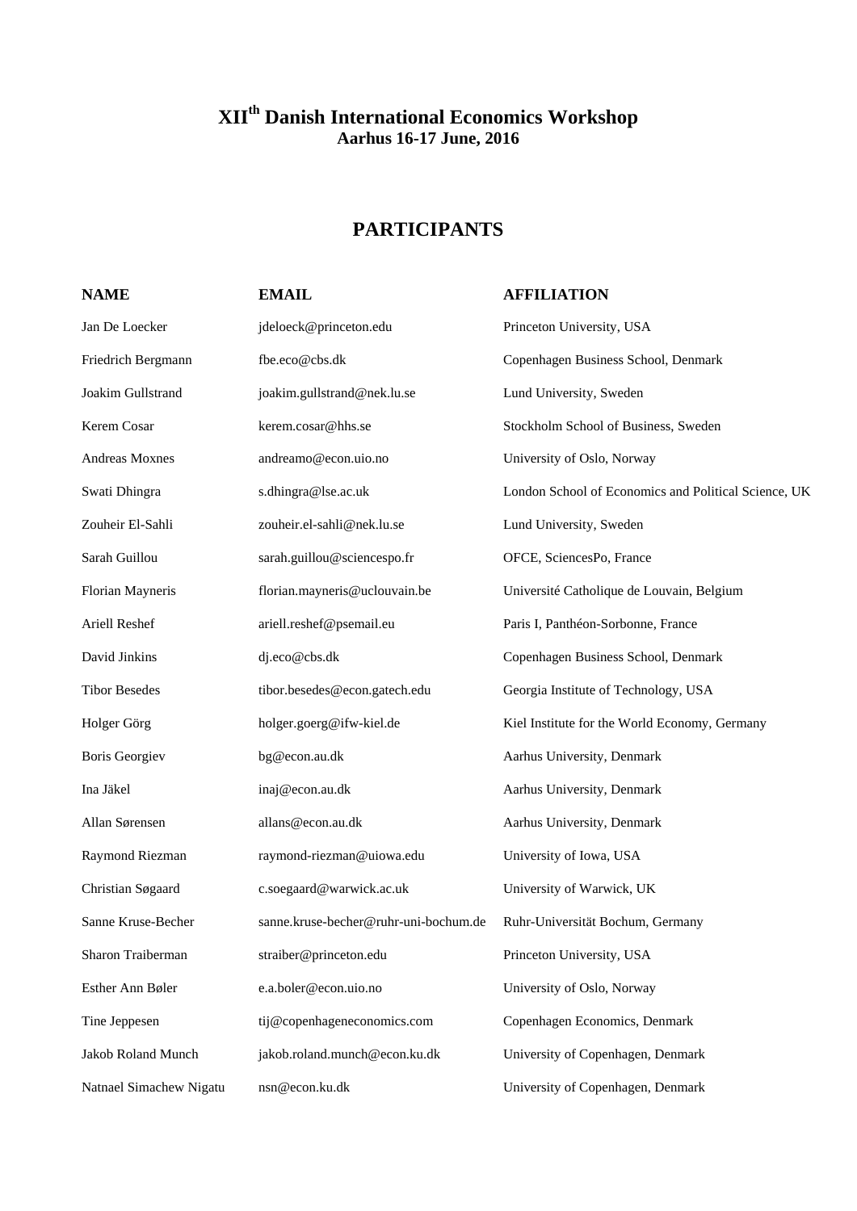# XII[th] Danish International Economics Workshop

## Aarhus 16-17 June, 2016

## PARTICIPANTS

| NAME | EMAIL | AFFILIATION |
|---|---|---|
| Jan De Loecker | jdeloeck@princeton.edu | Princeton University, USA |
| Friedrich Bergmann | fbe.eco@cbs.dk | Copenhagen Business School, Denmark |
| Joakim Gullstrand | joakim.gullstrand@nek.lu.se | Lund University, Sweden |
| Kerem Cosar | kerem.cosar@hhs.se | Stockholm School of Business, Sweden |
| Andreas Moxnes | andreamo@econ.uio.no | University of Oslo, Norway |
| Swati Dhingra | s.dhingra@lse.ac.uk | London School of Economics and Political Science, UK |
| Zouheir El-Sahli | zouheir.el-sahli@nek.lu.se | Lund University, Sweden |
| Sarah Guillou | sarah.guillou@sciencespo.fr | OFCE, SciencesPo, France |
| Florian Mayneris | florian.mayneris@uclouvain.be | Université Catholique de Louvain, Belgium |
| Ariell Reshef | ariell.reshef@psemail.eu | Paris I, Panthéon-Sorbonne, France |
| David Jinkins | dj.eco@cbs.dk | Copenhagen Business School, Denmark |
| Tibor Besedes | tibor.besedes@econ.gatech.edu | Georgia Institute of Technology, USA |
| Holger Görg | holger.goerg@ifw-kiel.de | Kiel Institute for the World Economy, Germany |
| Boris Georgiev | bg@econ.au.dk | Aarhus University, Denmark |
| Ina Jäkel | inaj@econ.au.dk | Aarhus University, Denmark |
| Allan Sørensen | allans@econ.au.dk | Aarhus University, Denmark |
| Raymond Riezman | raymond-riezman@uiowa.edu | University of Iowa, USA |
| Christian Søgaard | c.soegaard@warwick.ac.uk | University of Warwick, UK |
| Sanne Kruse-Becher | sanne.kruse-becher@ruhr-uni-bochum.de | Ruhr-Universität Bochum, Germany |
| Sharon Traiberman | straiber@princeton.edu | Princeton University, USA |
| Esther Ann Bøler | e.a.boler@econ.uio.no | University of Oslo, Norway |
| Tine Jeppesen | tij@copenhageneconomics.com | Copenhagen Economics, Denmark |
| Jakob Roland Munch | jakob.roland.munch@econ.ku.dk | University of Copenhagen, Denmark |
| Natnael Simachew Nigatu | nsn@econ.ku.dk | University of Copenhagen, Denmark |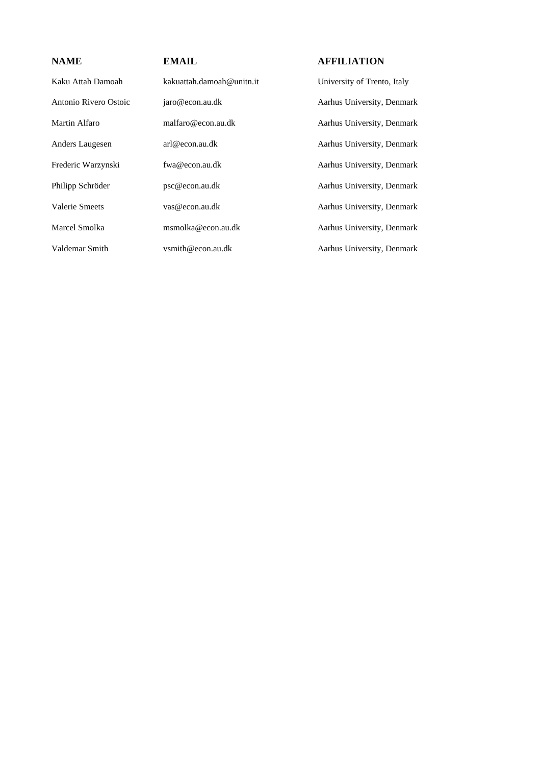| NAME | EMAIL | AFFILIATION |
|---|---|---|
| Kaku Attah Damoah | kakuattah.damoah@unitn.it | University of Trento, Italy |
| Antonio Rivero Ostoic | jaro@econ.au.dk | Aarhus University, Denmark |
| Martin Alfaro | malfaro@econ.au.dk | Aarhus University, Denmark |
| Anders Laugesen | arl@econ.au.dk | Aarhus University, Denmark |
| Frederic Warzynski | fwa@econ.au.dk | Aarhus University, Denmark |
| Philipp Schröder | psc@econ.au.dk | Aarhus University, Denmark |
| Valerie Smeets | vas@econ.au.dk | Aarhus University, Denmark |
| Marcel Smolka | msmolka@econ.au.dk | Aarhus University, Denmark |
| Valdemar Smith | vsmith@econ.au.dk | Aarhus University, Denmark |